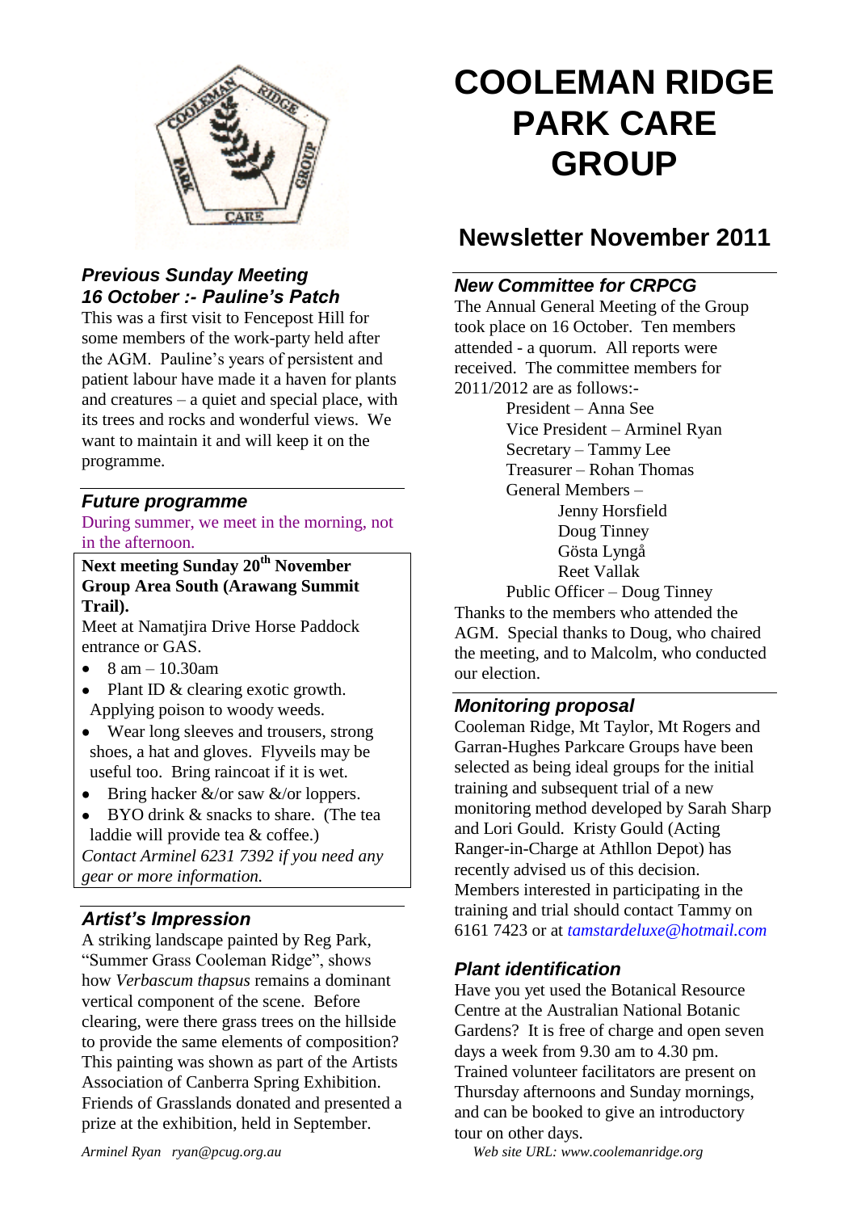# COOLEMAN RIDGE PARK CARE GROUP

## Newsletter November 2011

### *Previous Sunday Meeting 16 October :- Pauline's Patch*

This was a first visit to Fencepost Hill for some members of the work-party held after the AGM. Pauline's years of persistent and patient labour have made it a haven for plants and creatures – a quiet and special place, with its trees and rocks and wonderful views. We want to maintain it and will keep it on the programme.

### *Future programme*

During summer, we meet in the morning, not in the afternoon.

**Next meeting Sunday 20th November Group Area South (Arawang Summit Trail).**

Meet at Namatjira Drive Horse Paddock entrance or GAS.

- 8 am – 10.30am
- Plant ID & clearing exotic growth. Applying poison to woody weeds.
- Wear long sleeves and trousers, strong shoes, a hat and gloves. Flyveils may be useful too. Bring raincoat if it is wet.
- Bring hacker &/or saw &/or loppers.
- BYO drink & snacks to share. (The tea laddie will provide tea & coffee.)

*Contact Arminel 6231 7392 if you need any gear or more information.*

### *Artist's Impression*

A striking landscape painted by Reg Park, "Summer Grass Cooleman Ridge", shows how *Verbascum thapsus* remains a dominant vertical component of the scene. Before clearing, were there grass trees on the hillside to provide the same elements of composition? This painting was shown as part of the Artists Association of Canberra Spring Exhibition. Friends of Grasslands donated and presented a prize at the exhibition, held in September.

*Arminel Ryan ryan@pcug.org.au*

### *New Committee for CRPCG*

The Annual General Meeting of the Group took place on 16 October. Ten members attended - a quorum. All reports were received. The committee members for 2011/2012 are as follows:-

President – Anna See
Vice President – Arminel Ryan
Secretary – Tammy Lee
Treasurer – Rohan Thomas
General Members –
Jenny Horsfield
Doug Tinney
Gösta Lyngå
Reet Vallak
Public Officer – Doug Tinney

Thanks to the members who attended the AGM. Special thanks to Doug, who chaired the meeting, and to Malcolm, who conducted our election.

### *Monitoring proposal*

Cooleman Ridge, Mt Taylor, Mt Rogers and Garran-Hughes Parkcare Groups have been selected as being ideal groups for the initial training and subsequent trial of a new monitoring method developed by Sarah Sharp and Lori Gould. Kristy Gould (Acting Ranger-in-Charge at Athllon Depot) has recently advised us of this decision. Members interested in participating in the training and trial should contact Tammy on 6161 7423 or at *tamstardeluxe@hotmail.com*

### *Plant identification*

Have you yet used the Botanical Resource Centre at the Australian National Botanic Gardens? It is free of charge and open seven days a week from 9.30 am to 4.30 pm. Trained volunteer facilitators are present on Thursday afternoons and Sunday mornings, and can be booked to give an introductory tour on other days.

*Web site URL: www.coolemanridge.org*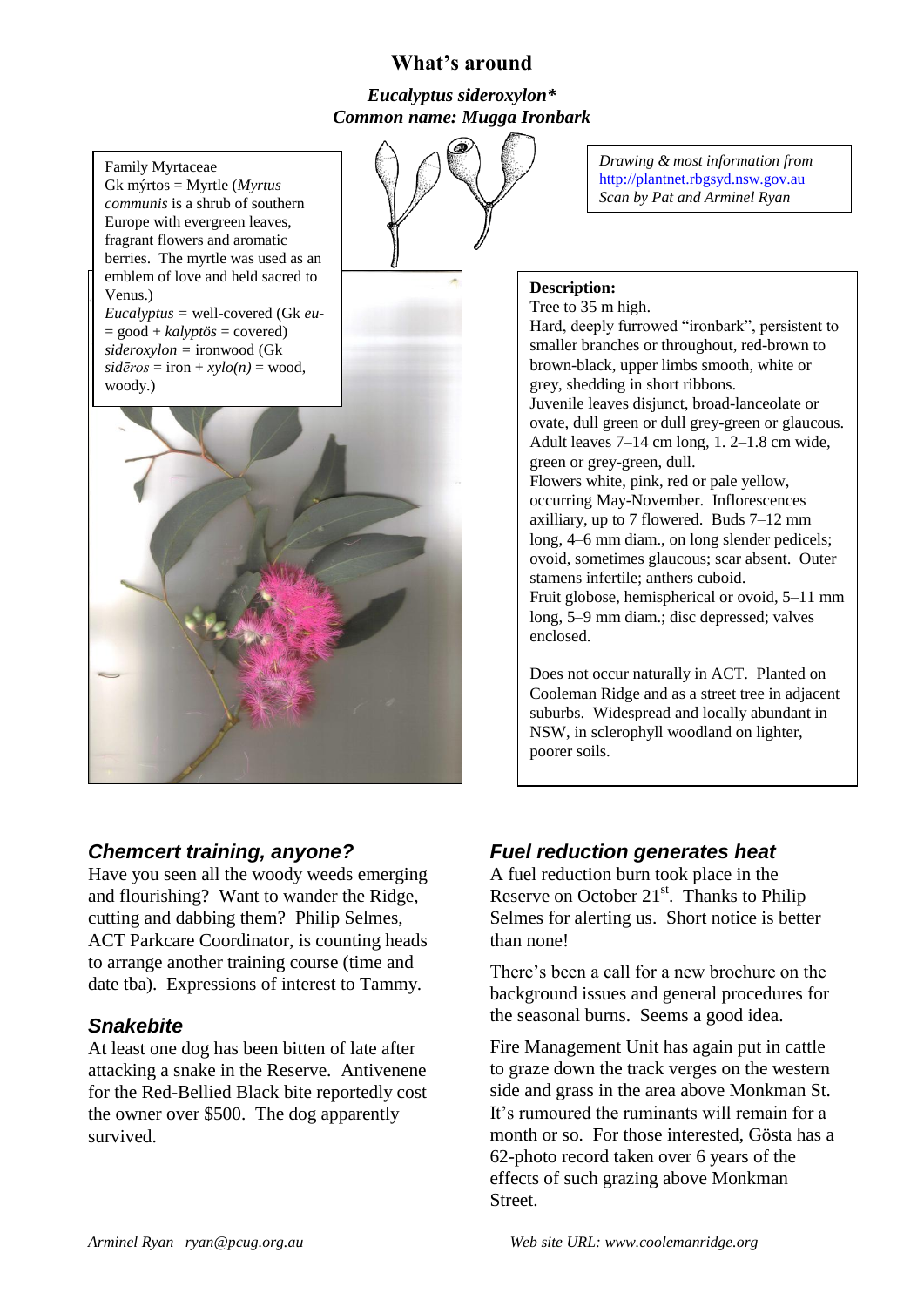# What's around

***Eucalyptus sideroxylon\****
***Common name: Mugga Ironbark***

Family Myrtaceae
Gk mýrtos = Myrtle (*Myrtus communis* is a shrub of southern Europe with evergreen leaves, fragrant flowers and aromatic berries. The myrtle was used as an emblem of love and held sacred to Venus.)
*Eucalyptus* = well-covered (Gk *eu-* = good + *kalyptös* = covered)
*sideroxylon* = ironwood (Gk *sidēros* = iron + *xylo(n)* = wood, woody.)

*Drawing & most information from* [http://plantnet.rbgsyd.nsw.gov.au](http://plantnet.rbgsyd.nsw.gov.au)
*Scan by Pat and Arminel Ryan*

**Description:**
Tree to 35 m high.
Hard, deeply furrowed "ironbark", persistent to smaller branches or throughout, red-brown to brown-black, upper limbs smooth, white or grey, shedding in short ribbons.
Juvenile leaves disjunct, broad-lanceolate or ovate, dull green or dull grey-green or glaucous.
Adult leaves 7–14 cm long, 1. 2–1.8 cm wide, green or grey-green, dull.
Flowers white, pink, red or pale yellow, occurring May-November. Inflorescences axilliary, up to 7 flowered. Buds 7–12 mm long, 4–6 mm diam., on long slender pedicels; ovoid, sometimes glaucous; scar absent. Outer stamens infertile; anthers cuboid.
Fruit globose, hemispherical or ovoid, 5–11 mm long, 5–9 mm diam.; disc depressed; valves enclosed.

Does not occur naturally in ACT. Planted on Cooleman Ridge and as a street tree in adjacent suburbs. Widespread and locally abundant in NSW, in sclerophyll woodland on lighter, poorer soils.

### *Chemcert training, anyone?*

Have you seen all the woody weeds emerging and flourishing? Want to wander the Ridge, cutting and dabbing them? Philip Selmes, ACT Parkcare Coordinator, is counting heads to arrange another training course (time and date tba). Expressions of interest to Tammy.

### *Snakebite*

At least one dog has been bitten of late after attacking a snake in the Reserve. Antivenene for the Red-Bellied Black bite reportedly cost the owner over $500. The dog apparently survived.

### *Fuel reduction generates heat*

A fuel reduction burn took place in the Reserve on October 21st. Thanks to Philip Selmes for alerting us. Short notice is better than none!

There's been a call for a new brochure on the background issues and general procedures for the seasonal burns. Seems a good idea.

Fire Management Unit has again put in cattle to graze down the track verges on the western side and grass in the area above Monkman St. It's rumoured the ruminants will remain for a month or so. For those interested, Gösta has a 62-photo record taken over 6 years of the effects of such grazing above Monkman Street.

*Arminel Ryan ryan@pcug.org.au*

*Web site URL: www.coolemanridge.org*